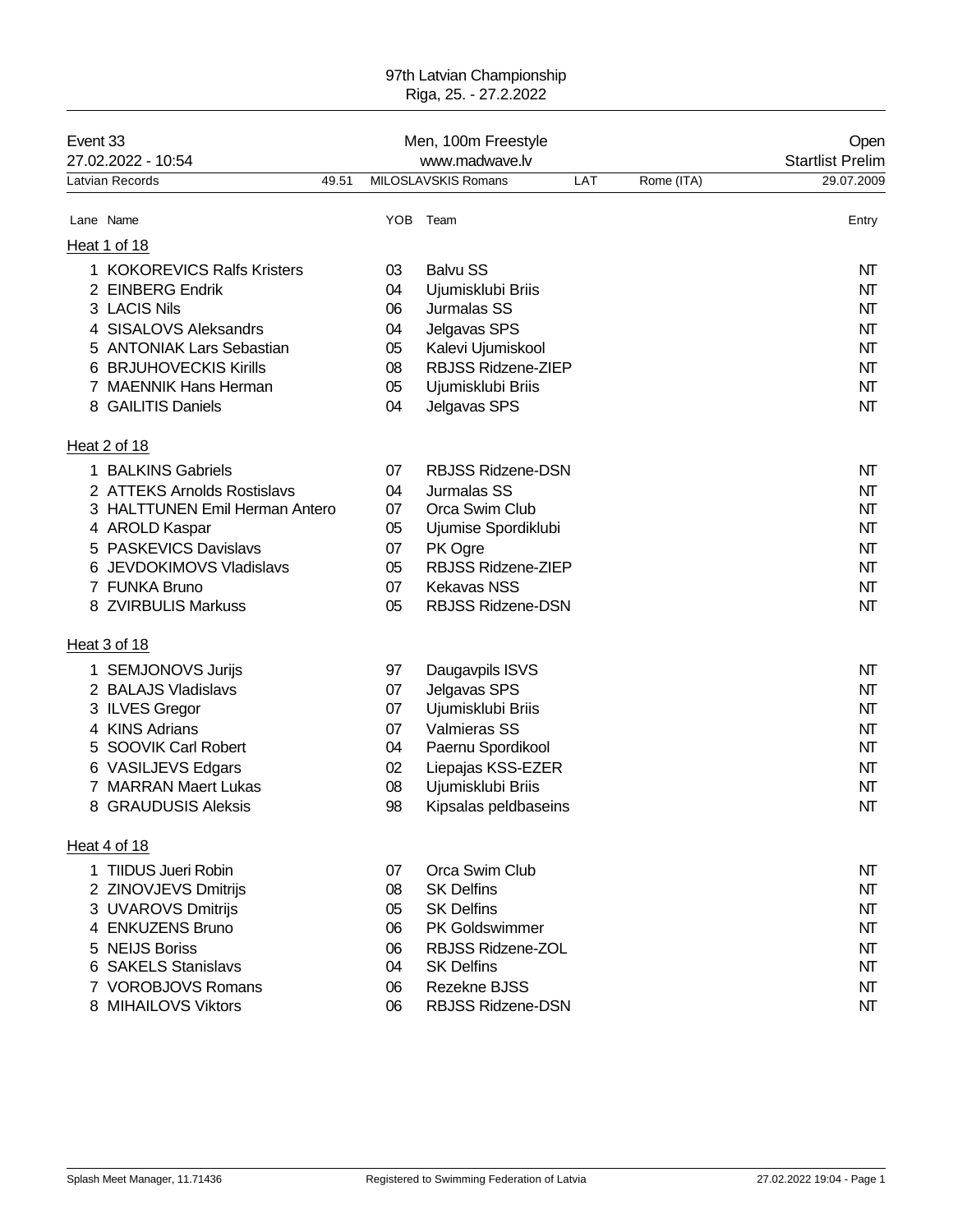97th Latvian Championship
Riga, 25. - 27.2.2022

| Event 33 | Men, 100m Freestyle | Open |
|---|---|---|
| 27.02.2022 - 10:54 | www.madwave.lv | Startlist Prelim |

| Latvian Records | 49.51 | MILOSLAVSKIS Romans | LAT | Rome (ITA) | 29.07.2009 |
|---|---|---|---|---|---|

### Heat 1 of 18

| Lane | Name | YOB | Team | Entry |
|---|---|---|---|---|
| 1 | KOKOREVICS Ralfs Kristers | 03 | Balvu SS | NT |
| 2 | EINBERG Endrik | 04 | Ujumisklubi Briis | NT |
| 3 | LACIS Nils | 06 | Jurmalas SS | NT |
| 4 | SISALOVS Aleksandrs | 04 | Jelgavas SPS | NT |
| 5 | ANTONIAK Lars Sebastian | 05 | Kalevi Ujumiskool | NT |
| 6 | BRJUHOVECKIS Kirills | 08 | RBJSS Ridzene-ZIEP | NT |
| 7 | MAENNIK Hans Herman | 05 | Ujumisklubi Briis | NT |
| 8 | GAILITIS Daniels | 04 | Jelgavas SPS | NT |

### Heat 2 of 18

| Lane | Name | YOB | Team | Entry |
|---|---|---|---|---|
| 1 | BALKINS Gabriels | 07 | RBJSS Ridzene-DSN | NT |
| 2 | ATTEKS Arnolds Rostislavs | 04 | Jurmalas SS | NT |
| 3 | HALTTUNEN Emil Herman Antero | 07 | Orca Swim Club | NT |
| 4 | AROLD Kaspar | 05 | Ujumise Spordiklubi | NT |
| 5 | PASKEVICS Davislavs | 07 | PK Ogre | NT |
| 6 | JEVDOKIMOVS Vladislavs | 05 | RBJSS Ridzene-ZIEP | NT |
| 7 | FUNKA Bruno | 07 | Kekavas NSS | NT |
| 8 | ZVIRBULIS Markuss | 05 | RBJSS Ridzene-DSN | NT |

### Heat 3 of 18

| Lane | Name | YOB | Team | Entry |
|---|---|---|---|---|
| 1 | SEMJONOVS Jurijs | 97 | Daugavpils ISVS | NT |
| 2 | BALAJS Vladislavs | 07 | Jelgavas SPS | NT |
| 3 | ILVES Gregor | 07 | Ujumisklubi Briis | NT |
| 4 | KINS Adrians | 07 | Valmieras SS | NT |
| 5 | SOOVIK Carl Robert | 04 | Paernu Spordikool | NT |
| 6 | VASILJEVS Edgars | 02 | Liepajas KSS-EZER | NT |
| 7 | MARRAN Maert Lukas | 08 | Ujumisklubi Briis | NT |
| 8 | GRAUDUSIS Aleksis | 98 | Kipsalas peldbaseins | NT |

### Heat 4 of 18

| Lane | Name | YOB | Team | Entry |
|---|---|---|---|---|
| 1 | TIIDUS Jueri Robin | 07 | Orca Swim Club | NT |
| 2 | ZINOVJEVS Dmitrijs | 08 | SK Delfins | NT |
| 3 | UVAROVS Dmitrijs | 05 | SK Delfins | NT |
| 4 | ENKUZENS Bruno | 06 | PK Goldswimmer | NT |
| 5 | NEIJS Boriss | 06 | RBJSS Ridzene-ZOL | NT |
| 6 | SAKELS Stanislavs | 04 | SK Delfins | NT |
| 7 | VOROBJOVS Romans | 06 | Rezekne BJSS | NT |
| 8 | MIHAILOVS Viktors | 06 | RBJSS Ridzene-DSN | NT |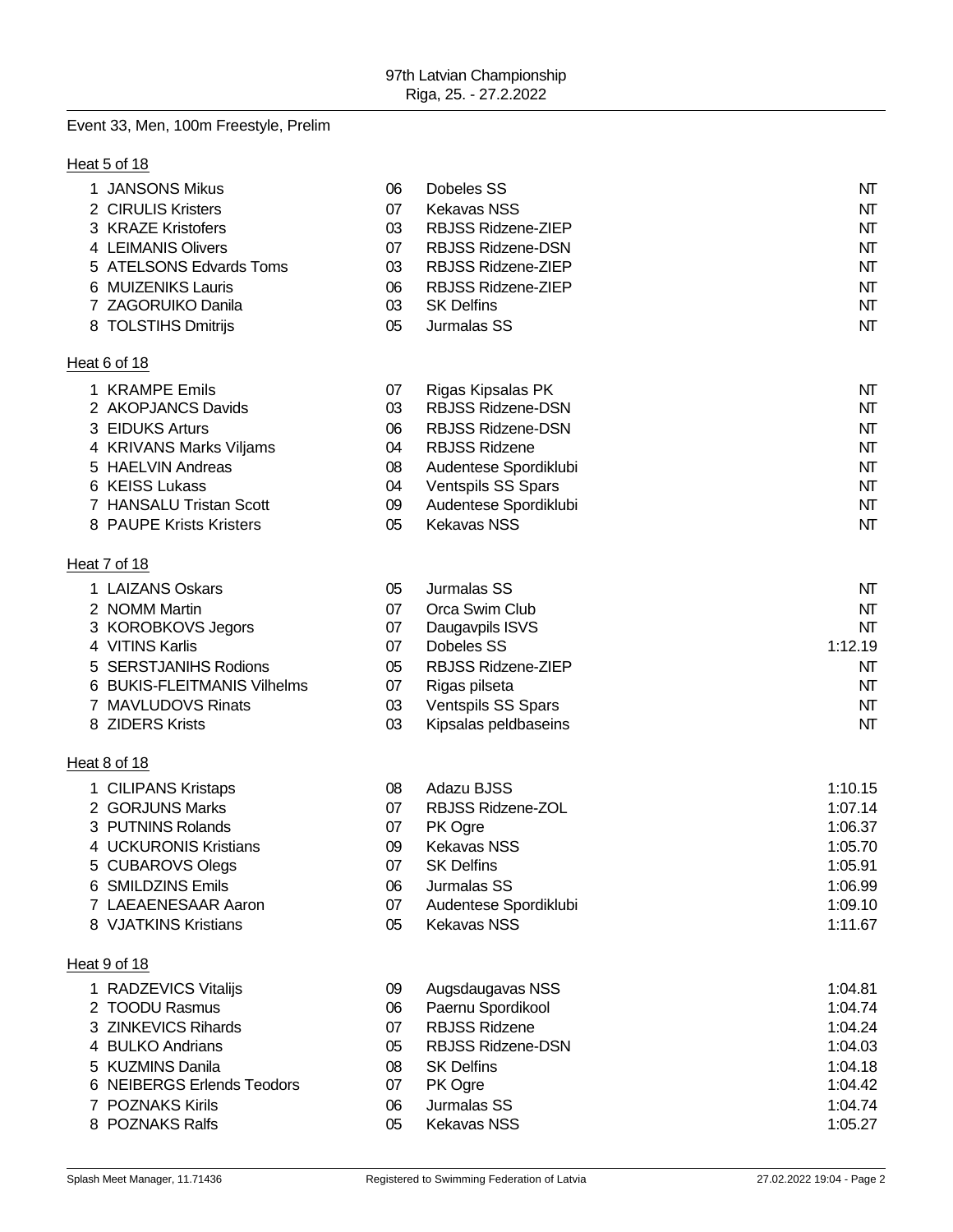97th Latvian Championship
Riga, 25. - 27.2.2022

Event 33, Men, 100m Freestyle, Prelim

Heat 5 of 18

| Lane | Name | YB | Club | Entry Time |
|---|---|---|---|---|
| 1 | JANSONS Mikus | 06 | Dobeles SS | NT |
| 2 | CIRULIS Kristers | 07 | Kekavas NSS | NT |
| 3 | KRAZE Kristofers | 03 | RBJSS Ridzene-ZIEP | NT |
| 4 | LEIMANIS Olivers | 07 | RBJSS Ridzene-DSN | NT |
| 5 | ATELSONS Edvards Toms | 03 | RBJSS Ridzene-ZIEP | NT |
| 6 | MUIZENIKS Lauris | 06 | RBJSS Ridzene-ZIEP | NT |
| 7 | ZAGORUIKO Danila | 03 | SK Delfins | NT |
| 8 | TOLSTIHS Dmitrijs | 05 | Jurmalas SS | NT |

Heat 6 of 18

| Lane | Name | YB | Club | Entry Time |
|---|---|---|---|---|
| 1 | KRAMPE Emils | 07 | Rigas Kipsalas PK | NT |
| 2 | AKOPJANCS Davids | 03 | RBJSS Ridzene-DSN | NT |
| 3 | EIDUKS Arturs | 06 | RBJSS Ridzene-DSN | NT |
| 4 | KRIVANS Marks Viljams | 04 | RBJSS Ridzene | NT |
| 5 | HAELVIN Andreas | 08 | Audentese Spordiklubi | NT |
| 6 | KEISS Lukass | 04 | Ventspils SS Spars | NT |
| 7 | HANSALU Tristan Scott | 09 | Audentese Spordiklubi | NT |
| 8 | PAUPE Krists Kristers | 05 | Kekavas NSS | NT |

Heat 7 of 18

| Lane | Name | YB | Club | Entry Time |
|---|---|---|---|---|
| 1 | LAIZANS Oskars | 05 | Jurmalas SS | NT |
| 2 | NOMM Martin | 07 | Orca Swim Club | NT |
| 3 | KOROBKOVS Jegors | 07 | Daugavpils ISVS | NT |
| 4 | VITINS Karlis | 07 | Dobeles SS | 1:12.19 |
| 5 | SERSTJANIHS Rodions | 05 | RBJSS Ridzene-ZIEP | NT |
| 6 | BUKIS-FLEITMANIS Vilhelms | 07 | Rigas pilseta | NT |
| 7 | MAVLUDOVS Rinats | 03 | Ventspils SS Spars | NT |
| 8 | ZIDERS Krists | 03 | Kipsalas peldbaseins | NT |

Heat 8 of 18

| Lane | Name | YB | Club | Entry Time |
|---|---|---|---|---|
| 1 | CILIPANS Kristaps | 08 | Adazu BJSS | 1:10.15 |
| 2 | GORJUNS Marks | 07 | RBJSS Ridzene-ZOL | 1:07.14 |
| 3 | PUTNINS Rolands | 07 | PK Ogre | 1:06.37 |
| 4 | UCKURONIS Kristians | 09 | Kekavas NSS | 1:05.70 |
| 5 | CUBAROVS Olegs | 07 | SK Delfins | 1:05.91 |
| 6 | SMILDZINS Emils | 06 | Jurmalas SS | 1:06.99 |
| 7 | LAEAENESAAR Aaron | 07 | Audentese Spordiklubi | 1:09.10 |
| 8 | VJATKINS Kristians | 05 | Kekavas NSS | 1:11.67 |

Heat 9 of 18

| Lane | Name | YB | Club | Entry Time |
|---|---|---|---|---|
| 1 | RADZEVICS Vitalijs | 09 | Augsdaugavas NSS | 1:04.81 |
| 2 | TOODU Rasmus | 06 | Paernu Spordikool | 1:04.74 |
| 3 | ZINKEVICS Rihards | 07 | RBJSS Ridzene | 1:04.24 |
| 4 | BULKO Andrians | 05 | RBJSS Ridzene-DSN | 1:04.03 |
| 5 | KUZMINS Danila | 08 | SK Delfins | 1:04.18 |
| 6 | NEIBERGS Erlends Teodors | 07 | PK Ogre | 1:04.42 |
| 7 | POZNAKS Kirils | 06 | Jurmalas SS | 1:04.74 |
| 8 | POZNAKS Ralfs | 05 | Kekavas NSS | 1:05.27 |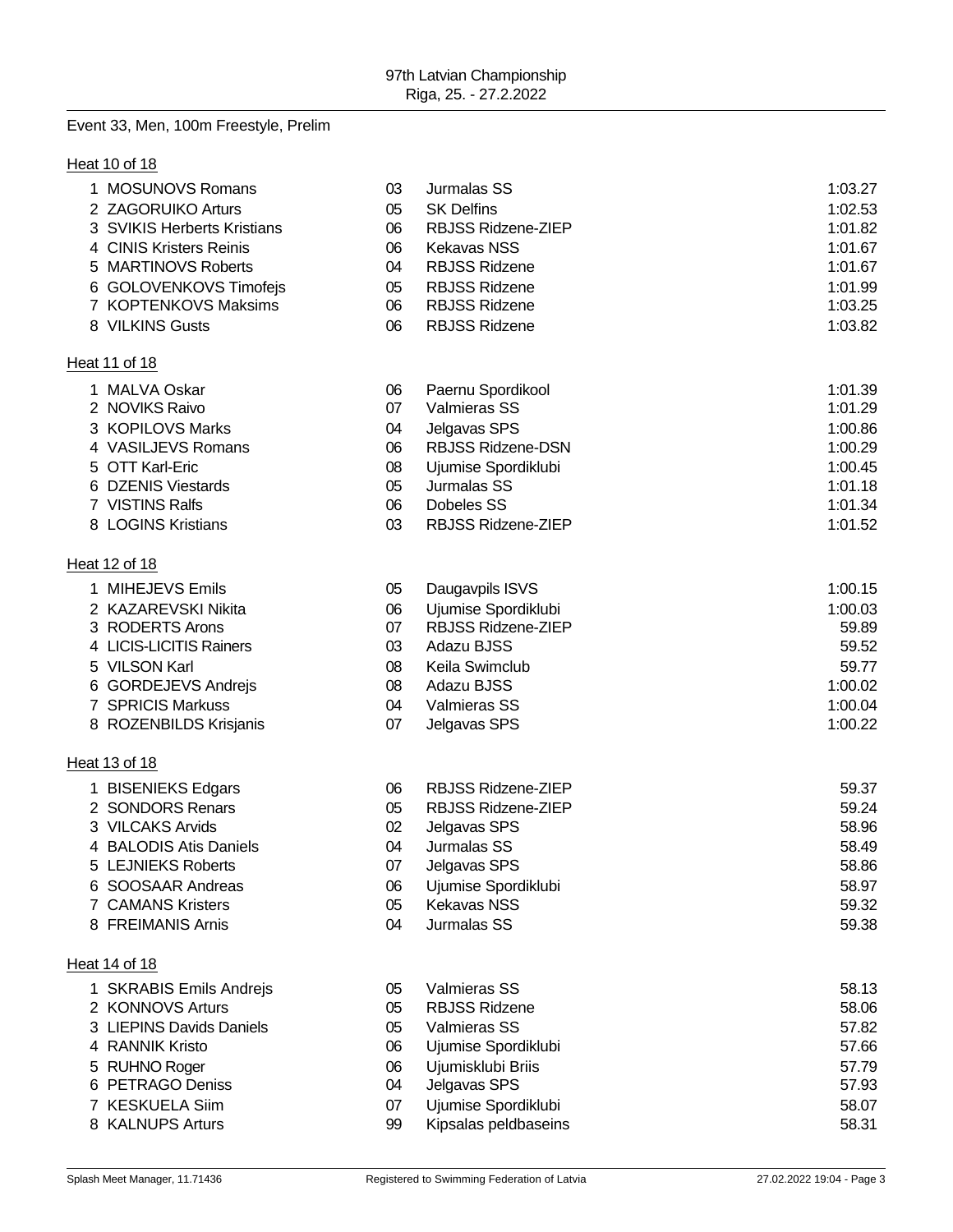97th Latvian Championship
Riga, 25. - 27.2.2022

## Event 33, Men, 100m Freestyle, Prelim

### Heat 10 of 18

| Lane | Name | YoB | Club | Entry Time |
|---|---|---|---|---|
| 1 | MOSUNOVS Romans | 03 | Jurmalas SS | 1:03.27 |
| 2 | ZAGORUIKO Arturs | 05 | SK Delfins | 1:02.53 |
| 3 | SVIKIS Herberts Kristians | 06 | RBJSS Ridzene-ZIEP | 1:01.82 |
| 4 | CINIS Kristers Reinis | 06 | Kekavas NSS | 1:01.67 |
| 5 | MARTINOVS Roberts | 04 | RBJSS Ridzene | 1:01.67 |
| 6 | GOLOVENKOVS Timofejs | 05 | RBJSS Ridzene | 1:01.99 |
| 7 | KOPTENKOVS Maksims | 06 | RBJSS Ridzene | 1:03.25 |
| 8 | VILKINS Gusts | 06 | RBJSS Ridzene | 1:03.82 |

### Heat 11 of 18

| Lane | Name | YoB | Club | Entry Time |
|---|---|---|---|---|
| 1 | MALVA Oskar | 06 | Paernu Spordikool | 1:01.39 |
| 2 | NOVIKS Raivo | 07 | Valmieras SS | 1:01.29 |
| 3 | KOPILOVS Marks | 04 | Jelgavas SPS | 1:00.86 |
| 4 | VASILJEVS Romans | 06 | RBJSS Ridzene-DSN | 1:00.29 |
| 5 | OTT Karl-Eric | 08 | Ujumise Spordiklubi | 1:00.45 |
| 6 | DZENIS Viestards | 05 | Jurmalas SS | 1:01.18 |
| 7 | VISTINS Ralfs | 06 | Dobeles SS | 1:01.34 |
| 8 | LOGINS Kristians | 03 | RBJSS Ridzene-ZIEP | 1:01.52 |

### Heat 12 of 18

| Lane | Name | YoB | Club | Entry Time |
|---|---|---|---|---|
| 1 | MIHEJEVS Emils | 05 | Daugavpils ISVS | 1:00.15 |
| 2 | KAZAREVSKI Nikita | 06 | Ujumise Spordiklubi | 1:00.03 |
| 3 | RODERTS Arons | 07 | RBJSS Ridzene-ZIEP | 59.89 |
| 4 | LICIS-LICITIS Rainers | 03 | Adazu BJSS | 59.52 |
| 5 | VILSON Karl | 08 | Keila Swimclub | 59.77 |
| 6 | GORDEJEVS Andrejs | 08 | Adazu BJSS | 1:00.02 |
| 7 | SPRICIS Markuss | 04 | Valmieras SS | 1:00.04 |
| 8 | ROZENBILDS Krisjanis | 07 | Jelgavas SPS | 1:00.22 |

### Heat 13 of 18

| Lane | Name | YoB | Club | Entry Time |
|---|---|---|---|---|
| 1 | BISENIEKS Edgars | 06 | RBJSS Ridzene-ZIEP | 59.37 |
| 2 | SONDORS Renars | 05 | RBJSS Ridzene-ZIEP | 59.24 |
| 3 | VILCAKS Arvids | 02 | Jelgavas SPS | 58.96 |
| 4 | BALODIS Atis Daniels | 04 | Jurmalas SS | 58.49 |
| 5 | LEJNIEKS Roberts | 07 | Jelgavas SPS | 58.86 |
| 6 | SOOSAAR Andreas | 06 | Ujumise Spordiklubi | 58.97 |
| 7 | CAMANS Kristers | 05 | Kekavas NSS | 59.32 |
| 8 | FREIMANIS Arnis | 04 | Jurmalas SS | 59.38 |

### Heat 14 of 18

| Lane | Name | YoB | Club | Entry Time |
|---|---|---|---|---|
| 1 | SKRABIS Emils Andrejs | 05 | Valmieras SS | 58.13 |
| 2 | KONNOVS Arturs | 05 | RBJSS Ridzene | 58.06 |
| 3 | LIEPINS Davids Daniels | 05 | Valmieras SS | 57.82 |
| 4 | RANNIK Kristo | 06 | Ujumise Spordiklubi | 57.66 |
| 5 | RUHNO Roger | 06 | Ujumisklubi Briis | 57.79 |
| 6 | PETRAGO Deniss | 04 | Jelgavas SPS | 57.93 |
| 7 | KESKUELA Siim | 07 | Ujumise Spordiklubi | 58.07 |
| 8 | KALNUPS Arturs | 99 | Kipsalas peldbaseins | 58.31 |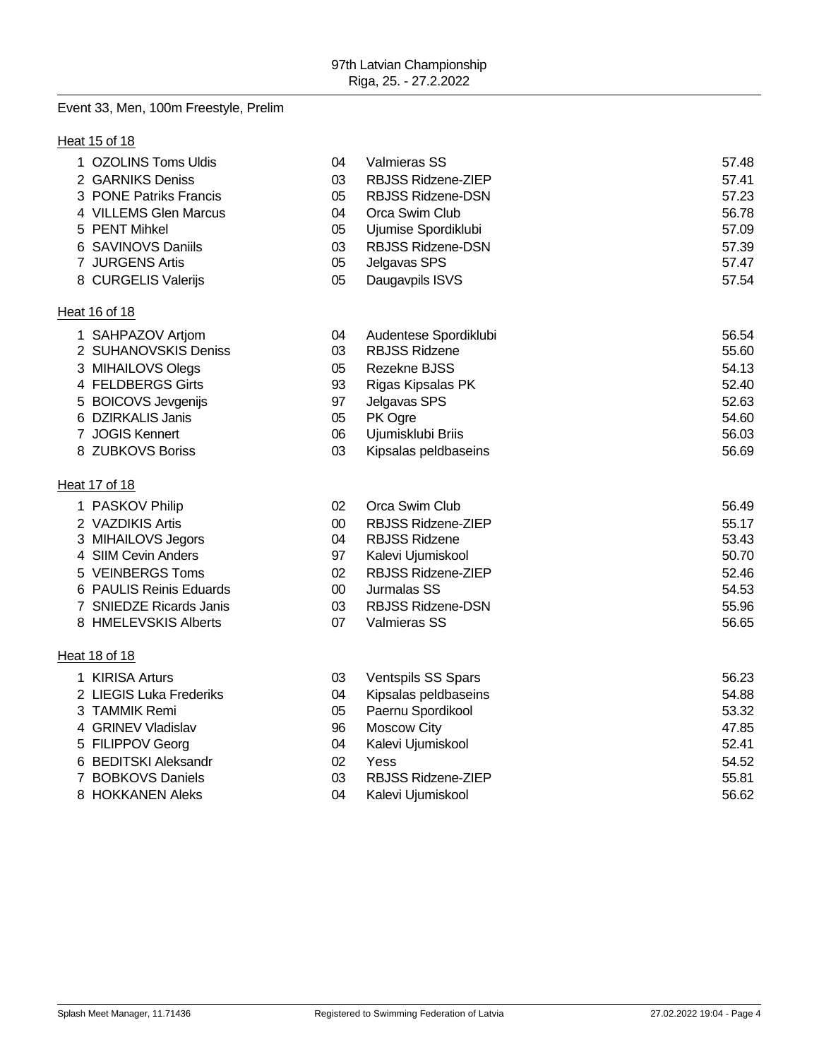Event 33, Men, 100m Freestyle, Prelim

Heat 15 of 18

| | | | | |
|---|---|---|---|---|
| 1 | OZOLINS Toms Uldis | 04 | Valmieras SS | 57.48 |
| 2 | GARNIKS Deniss | 03 | RBJSS Ridzene-ZIEP | 57.41 |
| 3 | PONE Patriks Francis | 05 | RBJSS Ridzene-DSN | 57.23 |
| 4 | VILLEMS Glen Marcus | 04 | Orca Swim Club | 56.78 |
| 5 | PENT Mihkel | 05 | Ujumise Spordiklubi | 57.09 |
| 6 | SAVINOVS Daniils | 03 | RBJSS Ridzene-DSN | 57.39 |
| 7 | JURGENS Artis | 05 | Jelgavas SPS | 57.47 |
| 8 | CURGELIS Valerijs | 05 | Daugavpils ISVS | 57.54 |

Heat 16 of 18

| | | | | |
|---|---|---|---|---|
| 1 | SAHPAZOV Artjom | 04 | Audentese Spordiklubi | 56.54 |
| 2 | SUHANOVSKIS Deniss | 03 | RBJSS Ridzene | 55.60 |
| 3 | MIHAILOVS Olegs | 05 | Rezekne BJSS | 54.13 |
| 4 | FELDBERGS Girts | 93 | Rigas Kipsalas PK | 52.40 |
| 5 | BOICOVS Jevgenijs | 97 | Jelgavas SPS | 52.63 |
| 6 | DZIRKALIS Janis | 05 | PK Ogre | 54.60 |
| 7 | JOGIS Kennert | 06 | Ujumisklubi Briis | 56.03 |
| 8 | ZUBKOVS Boriss | 03 | Kipsalas peldbaseins | 56.69 |

Heat 17 of 18

| | | | | |
|---|---|---|---|---|
| 1 | PASKOV Philip | 02 | Orca Swim Club | 56.49 |
| 2 | VAZDIKIS Artis | 00 | RBJSS Ridzene-ZIEP | 55.17 |
| 3 | MIHAILOVS Jegors | 04 | RBJSS Ridzene | 53.43 |
| 4 | SIIM Cevin Anders | 97 | Kalevi Ujumiskool | 50.70 |
| 5 | VEINBERGS Toms | 02 | RBJSS Ridzene-ZIEP | 52.46 |
| 6 | PAULIS Reinis Eduards | 00 | Jurmalas SS | 54.53 |
| 7 | SNIEDZE Ricards Janis | 03 | RBJSS Ridzene-DSN | 55.96 |
| 8 | HMELEVSKIS Alberts | 07 | Valmieras SS | 56.65 |

Heat 18 of 18

| | | | | |
|---|---|---|---|---|
| 1 | KIRISA Arturs | 03 | Ventspils SS Spars | 56.23 |
| 2 | LIEGIS Luka Frederiks | 04 | Kipsalas peldbaseins | 54.88 |
| 3 | TAMMIK Remi | 05 | Paernu Spordikool | 53.32 |
| 4 | GRINEV Vladislav | 96 | Moscow City | 47.85 |
| 5 | FILIPPOV Georg | 04 | Kalevi Ujumiskool | 52.41 |
| 6 | BEDITSKI Aleksandr | 02 | Yess | 54.52 |
| 7 | BOBKOVS Daniels | 03 | RBJSS Ridzene-ZIEP | 55.81 |
| 8 | HOKKANEN Aleks | 04 | Kalevi Ujumiskool | 56.62 |